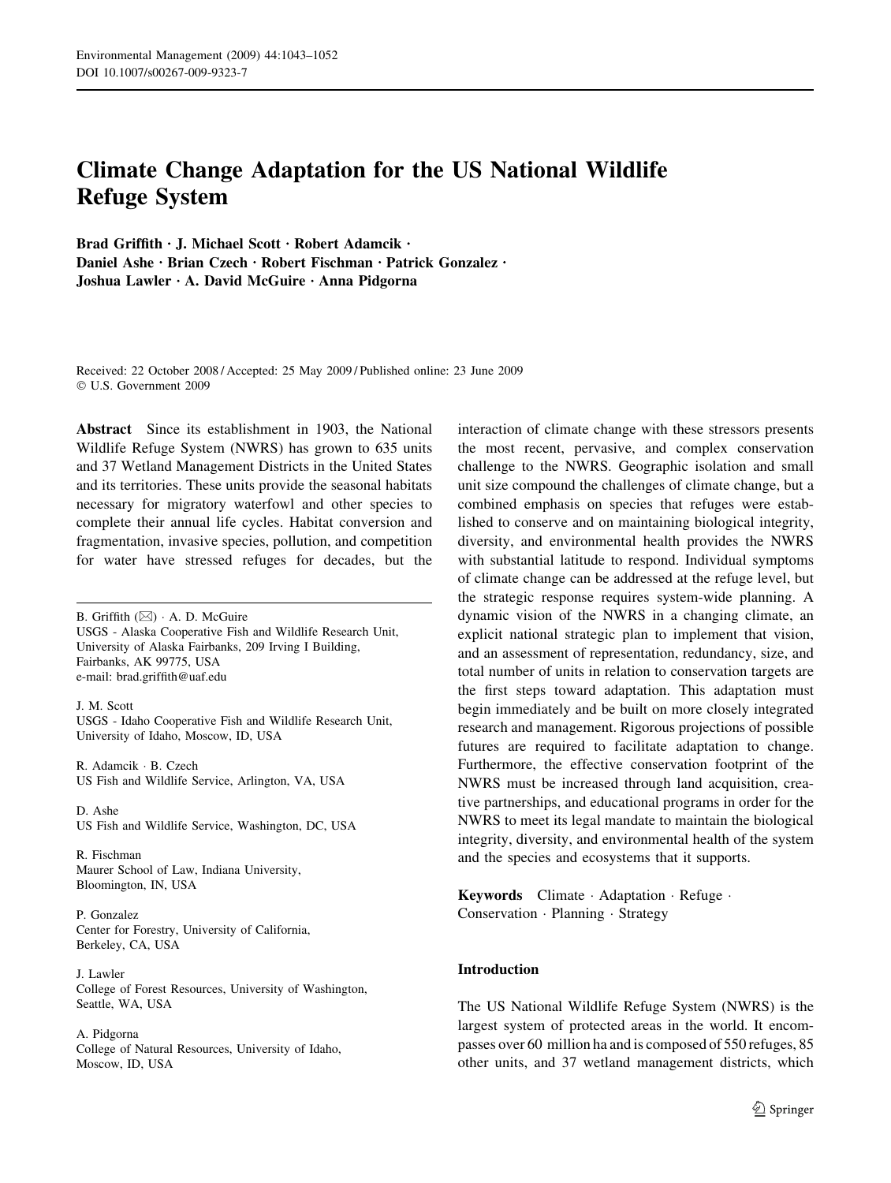# Climate Change Adaptation for the US National Wildlife Refuge System

**Brad Griffith · J. Michael Scott · Robert Adamcik · Daniel Ashe · Brian Czech · Robert Fischman · Patrick Gonzalez · Joshua Lawler · A. David McGuire · Anna Pidgorna**

Received: 22 October 2008 / Accepted: 25 May 2009 / Published online: 23 June 2009
© U.S. Government 2009

**Abstract** Since its establishment in 1903, the National Wildlife Refuge System (NWRS) has grown to 635 units and 37 Wetland Management Districts in the United States and its territories. These units provide the seasonal habitats necessary for migratory waterfowl and other species to complete their annual life cycles. Habitat conversion and fragmentation, invasive species, pollution, and competition for water have stressed refuges for decades, but the interaction of climate change with these stressors presents the most recent, pervasive, and complex conservation challenge to the NWRS. Geographic isolation and small unit size compound the challenges of climate change, but a combined emphasis on species that refuges were established to conserve and on maintaining biological integrity, diversity, and environmental health provides the NWRS with substantial latitude to respond. Individual symptoms of climate change can be addressed at the refuge level, but the strategic response requires system-wide planning. A dynamic vision of the NWRS in a changing climate, an explicit national strategic plan to implement that vision, and an assessment of representation, redundancy, size, and total number of units in relation to conservation targets are the first steps toward adaptation. This adaptation must begin immediately and be built on more closely integrated research and management. Rigorous projections of possible futures are required to facilitate adaptation to change. Furthermore, the effective conservation footprint of the NWRS must be increased through land acquisition, creative partnerships, and educational programs in order for the NWRS to meet its legal mandate to maintain the biological integrity, diversity, and environmental health of the system and the species and ecosystems that it supports.

**Keywords** Climate · Adaptation · Refuge · Conservation · Planning · Strategy

B. Griffith (✉) · A. D. McGuire
USGS - Alaska Cooperative Fish and Wildlife Research Unit, University of Alaska Fairbanks, 209 Irving I Building, Fairbanks, AK 99775, USA
e-mail: brad.griffith@uaf.edu

J. M. Scott
USGS - Idaho Cooperative Fish and Wildlife Research Unit, University of Idaho, Moscow, ID, USA

R. Adamcik · B. Czech
US Fish and Wildlife Service, Arlington, VA, USA

D. Ashe
US Fish and Wildlife Service, Washington, DC, USA

R. Fischman
Maurer School of Law, Indiana University, Bloomington, IN, USA

P. Gonzalez
Center for Forestry, University of California, Berkeley, CA, USA

J. Lawler
College of Forest Resources, University of Washington, Seattle, WA, USA

A. Pidgorna
College of Natural Resources, University of Idaho, Moscow, ID, USA

## Introduction

The US National Wildlife Refuge System (NWRS) is the largest system of protected areas in the world. It encompasses over 60 million ha and is composed of 550 refuges, 85 other units, and 37 wetland management districts, which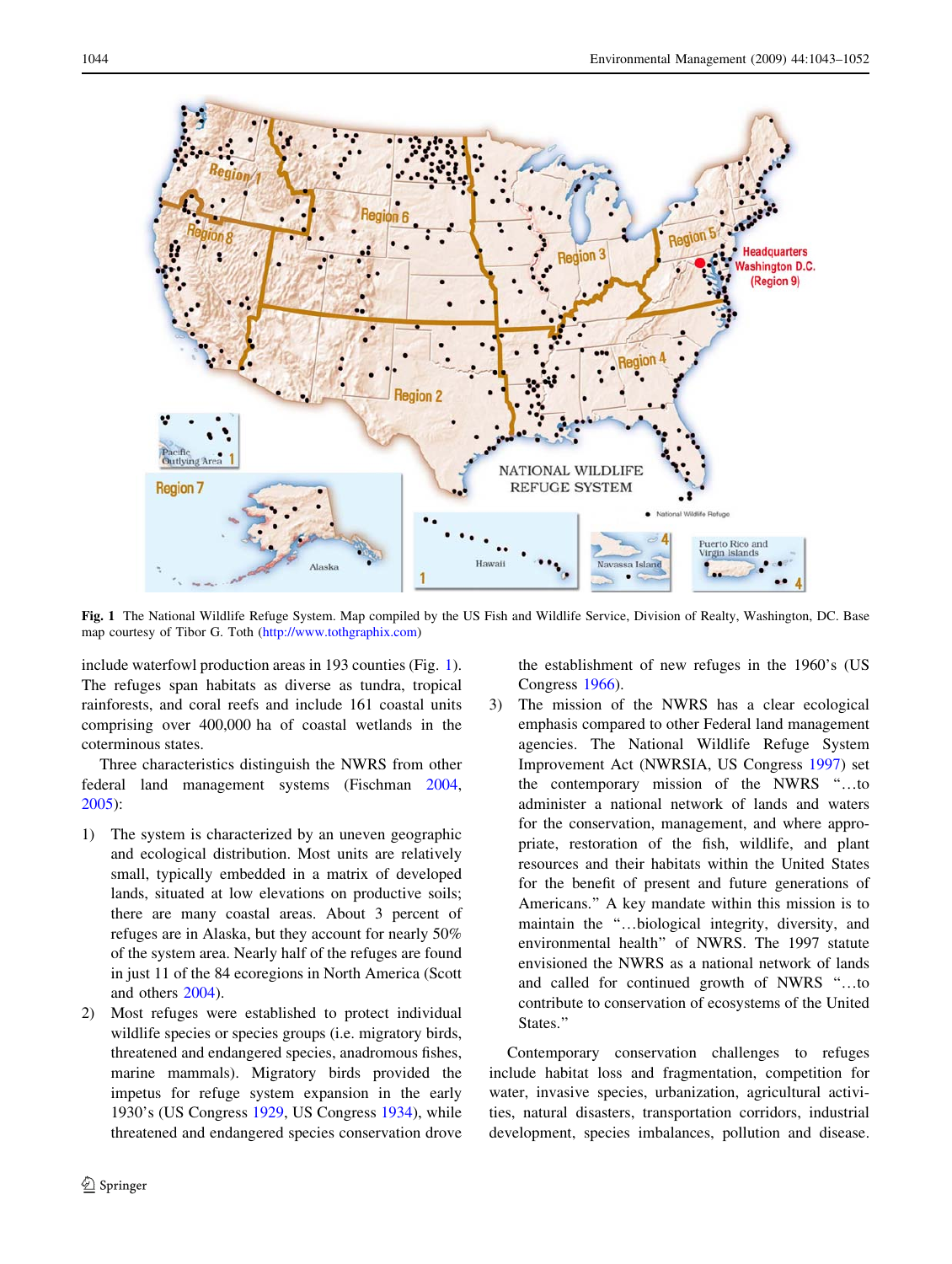Fig. 1 The National Wildlife Refuge System. Map compiled by the US Fish and Wildlife Service, Division of Realty, Washington, DC. Base map courtesy of Tibor G. Toth (http://www.tothgraphix.com)

include waterfowl production areas in 193 counties (Fig. 1). The refuges span habitats as diverse as tundra, tropical rainforests, and coral reefs and include 161 coastal units comprising over 400,000 ha of coastal wetlands in the coterminous states.

Three characteristics distinguish the NWRS from other federal land management systems (Fischman 2004, 2005):

1) The system is characterized by an uneven geographic and ecological distribution. Most units are relatively small, typically embedded in a matrix of developed lands, situated at low elevations on productive soils; there are many coastal areas. About 3 percent of refuges are in Alaska, but they account for nearly 50% of the system area. Nearly half of the refuges are found in just 11 of the 84 ecoregions in North America (Scott and others 2004).
2) Most refuges were established to protect individual wildlife species or species groups (i.e. migratory birds, threatened and endangered species, anadromous fishes, marine mammals). Migratory birds provided the impetus for refuge system expansion in the early 1930's (US Congress 1929, US Congress 1934), while threatened and endangered species conservation drove the establishment of new refuges in the 1960's (US Congress 1966).
3) The mission of the NWRS has a clear ecological emphasis compared to other Federal land management agencies. The National Wildlife Refuge System Improvement Act (NWRSIA, US Congress 1997) set the contemporary mission of the NWRS "…to administer a national network of lands and waters for the conservation, management, and where appropriate, restoration of the fish, wildlife, and plant resources and their habitats within the United States for the benefit of present and future generations of Americans." A key mandate within this mission is to maintain the "…biological integrity, diversity, and environmental health" of NWRS. The 1997 statute envisioned the NWRS as a national network of lands and called for continued growth of NWRS "…to contribute to conservation of ecosystems of the United States."

Contemporary conservation challenges to refuges include habitat loss and fragmentation, competition for water, invasive species, urbanization, agricultural activities, natural disasters, transportation corridors, industrial development, species imbalances, pollution and disease.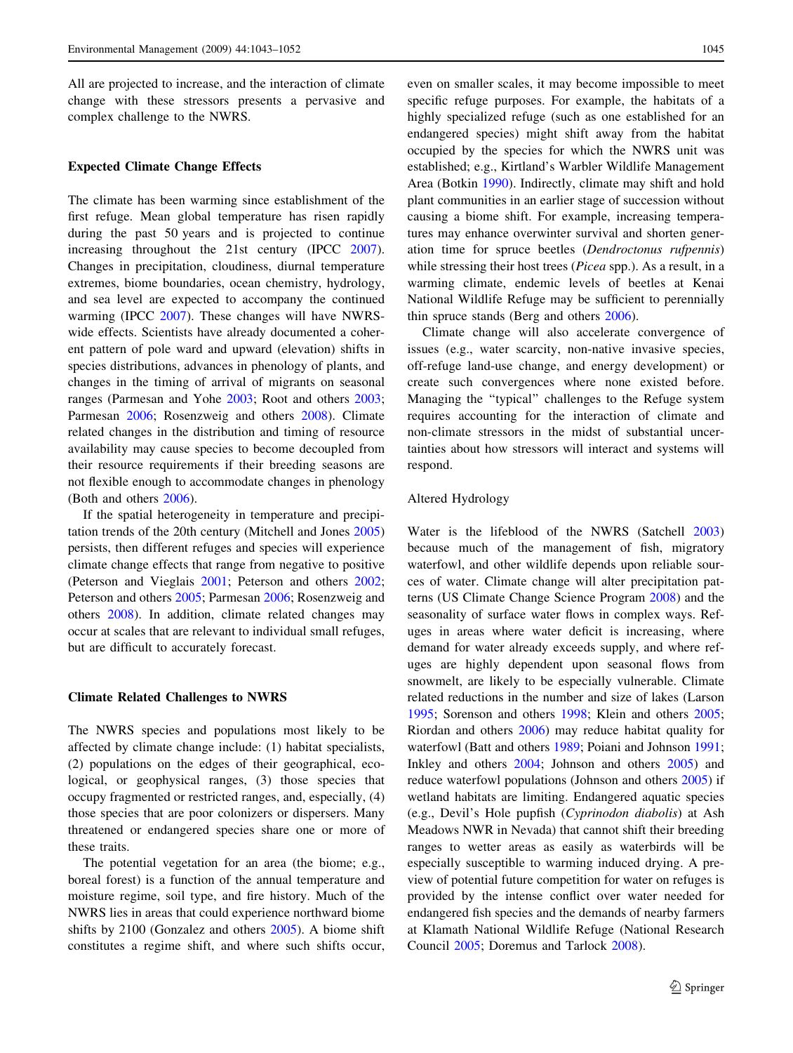All are projected to increase, and the interaction of climate change with these stressors presents a pervasive and complex challenge to the NWRS.

## Expected Climate Change Effects

The climate has been warming since establishment of the first refuge. Mean global temperature has risen rapidly during the past 50 years and is projected to continue increasing throughout the 21st century (IPCC 2007). Changes in precipitation, cloudiness, diurnal temperature extremes, biome boundaries, ocean chemistry, hydrology, and sea level are expected to accompany the continued warming (IPCC 2007). These changes will have NWRS-wide effects. Scientists have already documented a coherent pattern of pole ward and upward (elevation) shifts in species distributions, advances in phenology of plants, and changes in the timing of arrival of migrants on seasonal ranges (Parmesan and Yohe 2003; Root and others 2003; Parmesan 2006; Rosenzweig and others 2008). Climate related changes in the distribution and timing of resource availability may cause species to become decoupled from their resource requirements if their breeding seasons are not flexible enough to accommodate changes in phenology (Both and others 2006).

If the spatial heterogeneity in temperature and precipitation trends of the 20th century (Mitchell and Jones 2005) persists, then different refuges and species will experience climate change effects that range from negative to positive (Peterson and Vieglais 2001; Peterson and others 2002; Peterson and others 2005; Parmesan 2006; Rosenzweig and others 2008). In addition, climate related changes may occur at scales that are relevant to individual small refuges, but are difficult to accurately forecast.

## Climate Related Challenges to NWRS

The NWRS species and populations most likely to be affected by climate change include: (1) habitat specialists, (2) populations on the edges of their geographical, ecological, or geophysical ranges, (3) those species that occupy fragmented or restricted ranges, and, especially, (4) those species that are poor colonizers or dispersers. Many threatened or endangered species share one or more of these traits.

The potential vegetation for an area (the biome; e.g., boreal forest) is a function of the annual temperature and moisture regime, soil type, and fire history. Much of the NWRS lies in areas that could experience northward biome shifts by 2100 (Gonzalez and others 2005). A biome shift constitutes a regime shift, and where such shifts occur, even on smaller scales, it may become impossible to meet specific refuge purposes. For example, the habitats of a highly specialized refuge (such as one established for an endangered species) might shift away from the habitat occupied by the species for which the NWRS unit was established; e.g., Kirtland's Warbler Wildlife Management Area (Botkin 1990). Indirectly, climate may shift and hold plant communities in an earlier stage of succession without causing a biome shift. For example, increasing temperatures may enhance overwinter survival and shorten generation time for spruce beetles (*Dendroctonus rufpennis*) while stressing their host trees (*Picea* spp.). As a result, in a warming climate, endemic levels of beetles at Kenai National Wildlife Refuge may be sufficient to perennially thin spruce stands (Berg and others 2006).

Climate change will also accelerate convergence of issues (e.g., water scarcity, non-native invasive species, off-refuge land-use change, and energy development) or create such convergences where none existed before. Managing the "typical" challenges to the Refuge system requires accounting for the interaction of climate and non-climate stressors in the midst of substantial uncertainties about how stressors will interact and systems will respond.

### Altered Hydrology

Water is the lifeblood of the NWRS (Satchell 2003) because much of the management of fish, migratory waterfowl, and other wildlife depends upon reliable sources of water. Climate change will alter precipitation patterns (US Climate Change Science Program 2008) and the seasonality of surface water flows in complex ways. Refuges in areas where water deficit is increasing, where demand for water already exceeds supply, and where refuges are highly dependent upon seasonal flows from snowmelt, are likely to be especially vulnerable. Climate related reductions in the number and size of lakes (Larson 1995; Sorenson and others 1998; Klein and others 2005; Riordan and others 2006) may reduce habitat quality for waterfowl (Batt and others 1989; Poiani and Johnson 1991; Inkley and others 2004; Johnson and others 2005) and reduce waterfowl populations (Johnson and others 2005) if wetland habitats are limiting. Endangered aquatic species (e.g., Devil's Hole pupfish (*Cyprinodon diabolis*) at Ash Meadows NWR in Nevada) that cannot shift their breeding ranges to wetter areas as easily as waterbirds will be especially susceptible to warming induced drying. A preview of potential future competition for water on refuges is provided by the intense conflict over water needed for endangered fish species and the demands of nearby farmers at Klamath National Wildlife Refuge (National Research Council 2005; Doremus and Tarlock 2008).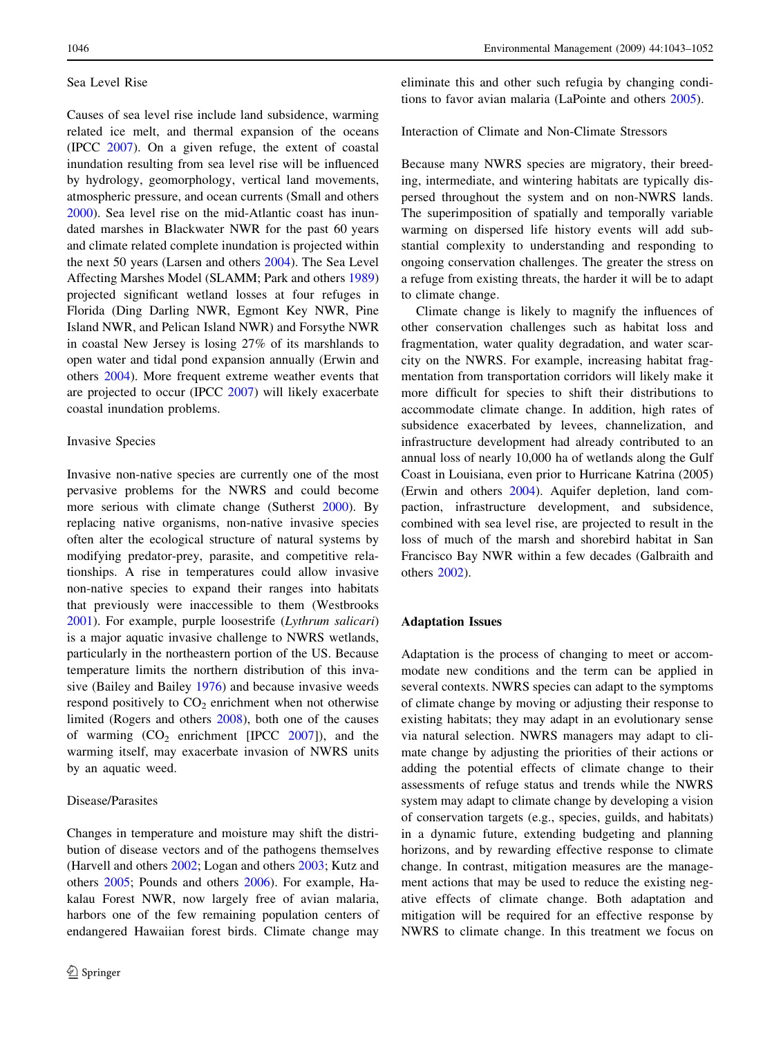### Sea Level Rise

Causes of sea level rise include land subsidence, warming related ice melt, and thermal expansion of the oceans (IPCC 2007). On a given refuge, the extent of coastal inundation resulting from sea level rise will be influenced by hydrology, geomorphology, vertical land movements, atmospheric pressure, and ocean currents (Small and others 2000). Sea level rise on the mid-Atlantic coast has inundated marshes in Blackwater NWR for the past 60 years and climate related complete inundation is projected within the next 50 years (Larsen and others 2004). The Sea Level Affecting Marshes Model (SLAMM; Park and others 1989) projected significant wetland losses at four refuges in Florida (Ding Darling NWR, Egmont Key NWR, Pine Island NWR, and Pelican Island NWR) and Forsythe NWR in coastal New Jersey is losing 27% of its marshlands to open water and tidal pond expansion annually (Erwin and others 2004). More frequent extreme weather events that are projected to occur (IPCC 2007) will likely exacerbate coastal inundation problems.

### Invasive Species

Invasive non-native species are currently one of the most pervasive problems for the NWRS and could become more serious with climate change (Sutherst 2000). By replacing native organisms, non-native invasive species often alter the ecological structure of natural systems by modifying predator-prey, parasite, and competitive relationships. A rise in temperatures could allow invasive non-native species to expand their ranges into habitats that previously were inaccessible to them (Westbrooks 2001). For example, purple loosestrife (*Lythrum salicari*) is a major aquatic invasive challenge to NWRS wetlands, particularly in the northeastern portion of the US. Because temperature limits the northern distribution of this invasive (Bailey and Bailey 1976) and because invasive weeds respond positively to $CO_2$ enrichment when not otherwise limited (Rogers and others 2008), both one of the causes of warming ($CO_2$ enrichment [IPCC 2007]), and the warming itself, may exacerbate invasion of NWRS units by an aquatic weed.

### Disease/Parasites

Changes in temperature and moisture may shift the distribution of disease vectors and of the pathogens themselves (Harvell and others 2002; Logan and others 2003; Kutz and others 2005; Pounds and others 2006). For example, Hakalau Forest NWR, now largely free of avian malaria, harbors one of the few remaining population centers of endangered Hawaiian forest birds. Climate change may eliminate this and other such refugia by changing conditions to favor avian malaria (LaPointe and others 2005).

### Interaction of Climate and Non-Climate Stressors

Because many NWRS species are migratory, their breeding, intermediate, and wintering habitats are typically dispersed throughout the system and on non-NWRS lands. The superimposition of spatially and temporally variable warming on dispersed life history events will add substantial complexity to understanding and responding to ongoing conservation challenges. The greater the stress on a refuge from existing threats, the harder it will be to adapt to climate change.

Climate change is likely to magnify the influences of other conservation challenges such as habitat loss and fragmentation, water quality degradation, and water scarcity on the NWRS. For example, increasing habitat fragmentation from transportation corridors will likely make it more difficult for species to shift their distributions to accommodate climate change. In addition, high rates of subsidence exacerbated by levees, channelization, and infrastructure development had already contributed to an annual loss of nearly 10,000 ha of wetlands along the Gulf Coast in Louisiana, even prior to Hurricane Katrina (2005) (Erwin and others 2004). Aquifer depletion, land compaction, infrastructure development, and subsidence, combined with sea level rise, are projected to result in the loss of much of the marsh and shorebird habitat in San Francisco Bay NWR within a few decades (Galbraith and others 2002).

## Adaptation Issues

Adaptation is the process of changing to meet or accommodate new conditions and the term can be applied in several contexts. NWRS species can adapt to the symptoms of climate change by moving or adjusting their response to existing habitats; they may adapt in an evolutionary sense via natural selection. NWRS managers may adapt to climate change by adjusting the priorities of their actions or adding the potential effects of climate change to their assessments of refuge status and trends while the NWRS system may adapt to climate change by developing a vision of conservation targets (e.g., species, guilds, and habitats) in a dynamic future, extending budgeting and planning horizons, and by rewarding effective response to climate change. In contrast, mitigation measures are the management actions that may be used to reduce the existing negative effects of climate change. Both adaptation and mitigation will be required for an effective response by NWRS to climate change. In this treatment we focus on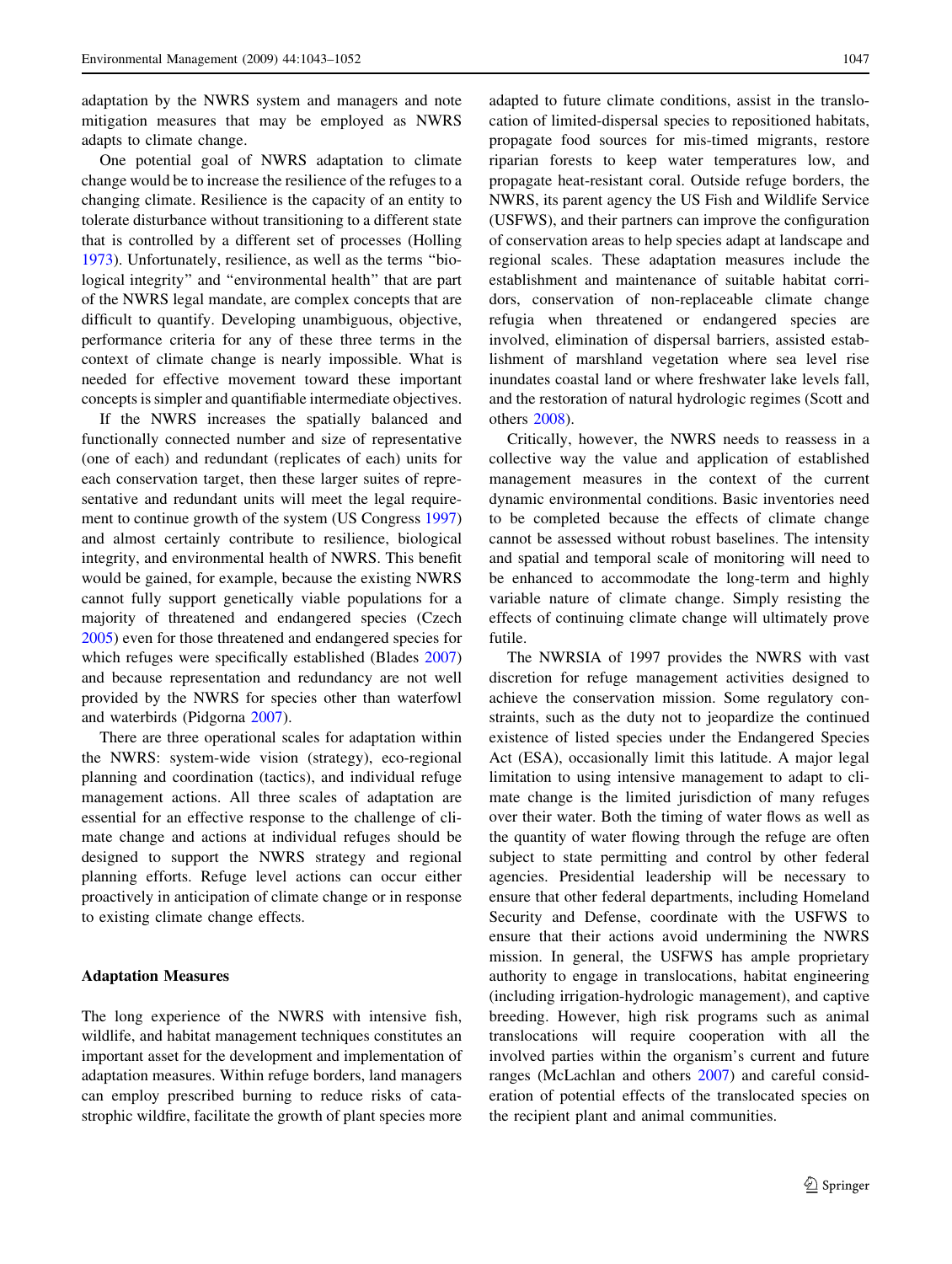adaptation by the NWRS system and managers and note mitigation measures that may be employed as NWRS adapts to climate change.

One potential goal of NWRS adaptation to climate change would be to increase the resilience of the refuges to a changing climate. Resilience is the capacity of an entity to tolerate disturbance without transitioning to a different state that is controlled by a different set of processes (Holling 1973). Unfortunately, resilience, as well as the terms "biological integrity" and "environmental health" that are part of the NWRS legal mandate, are complex concepts that are difficult to quantify. Developing unambiguous, objective, performance criteria for any of these three terms in the context of climate change is nearly impossible. What is needed for effective movement toward these important concepts is simpler and quantifiable intermediate objectives.

If the NWRS increases the spatially balanced and functionally connected number and size of representative (one of each) and redundant (replicates of each) units for each conservation target, then these larger suites of representative and redundant units will meet the legal requirement to continue growth of the system (US Congress 1997) and almost certainly contribute to resilience, biological integrity, and environmental health of NWRS. This benefit would be gained, for example, because the existing NWRS cannot fully support genetically viable populations for a majority of threatened and endangered species (Czech 2005) even for those threatened and endangered species for which refuges were specifically established (Blades 2007) and because representation and redundancy are not well provided by the NWRS for species other than waterfowl and waterbirds (Pidgorna 2007).

There are three operational scales for adaptation within the NWRS: system-wide vision (strategy), eco-regional planning and coordination (tactics), and individual refuge management actions. All three scales of adaptation are essential for an effective response to the challenge of climate change and actions at individual refuges should be designed to support the NWRS strategy and regional planning efforts. Refuge level actions can occur either proactively in anticipation of climate change or in response to existing climate change effects.

## Adaptation Measures

The long experience of the NWRS with intensive fish, wildlife, and habitat management techniques constitutes an important asset for the development and implementation of adaptation measures. Within refuge borders, land managers can employ prescribed burning to reduce risks of catastrophic wildfire, facilitate the growth of plant species more adapted to future climate conditions, assist in the translocation of limited-dispersal species to repositioned habitats, propagate food sources for mis-timed migrants, restore riparian forests to keep water temperatures low, and propagate heat-resistant coral. Outside refuge borders, the NWRS, its parent agency the US Fish and Wildlife Service (USFWS), and their partners can improve the configuration of conservation areas to help species adapt at landscape and regional scales. These adaptation measures include the establishment and maintenance of suitable habitat corridors, conservation of non-replaceable climate change refugia when threatened or endangered species are involved, elimination of dispersal barriers, assisted establishment of marshland vegetation where sea level rise inundates coastal land or where freshwater lake levels fall, and the restoration of natural hydrologic regimes (Scott and others 2008).

Critically, however, the NWRS needs to reassess in a collective way the value and application of established management measures in the context of the current dynamic environmental conditions. Basic inventories need to be completed because the effects of climate change cannot be assessed without robust baselines. The intensity and spatial and temporal scale of monitoring will need to be enhanced to accommodate the long-term and highly variable nature of climate change. Simply resisting the effects of continuing climate change will ultimately prove futile.

The NWRSIA of 1997 provides the NWRS with vast discretion for refuge management activities designed to achieve the conservation mission. Some regulatory constraints, such as the duty not to jeopardize the continued existence of listed species under the Endangered Species Act (ESA), occasionally limit this latitude. A major legal limitation to using intensive management to adapt to climate change is the limited jurisdiction of many refuges over their water. Both the timing of water flows as well as the quantity of water flowing through the refuge are often subject to state permitting and control by other federal agencies. Presidential leadership will be necessary to ensure that other federal departments, including Homeland Security and Defense, coordinate with the USFWS to ensure that their actions avoid undermining the NWRS mission. In general, the USFWS has ample proprietary authority to engage in translocations, habitat engineering (including irrigation-hydrologic management), and captive breeding. However, high risk programs such as animal translocations will require cooperation with all the involved parties within the organism's current and future ranges (McLachlan and others 2007) and careful consideration of potential effects of the translocated species on the recipient plant and animal communities.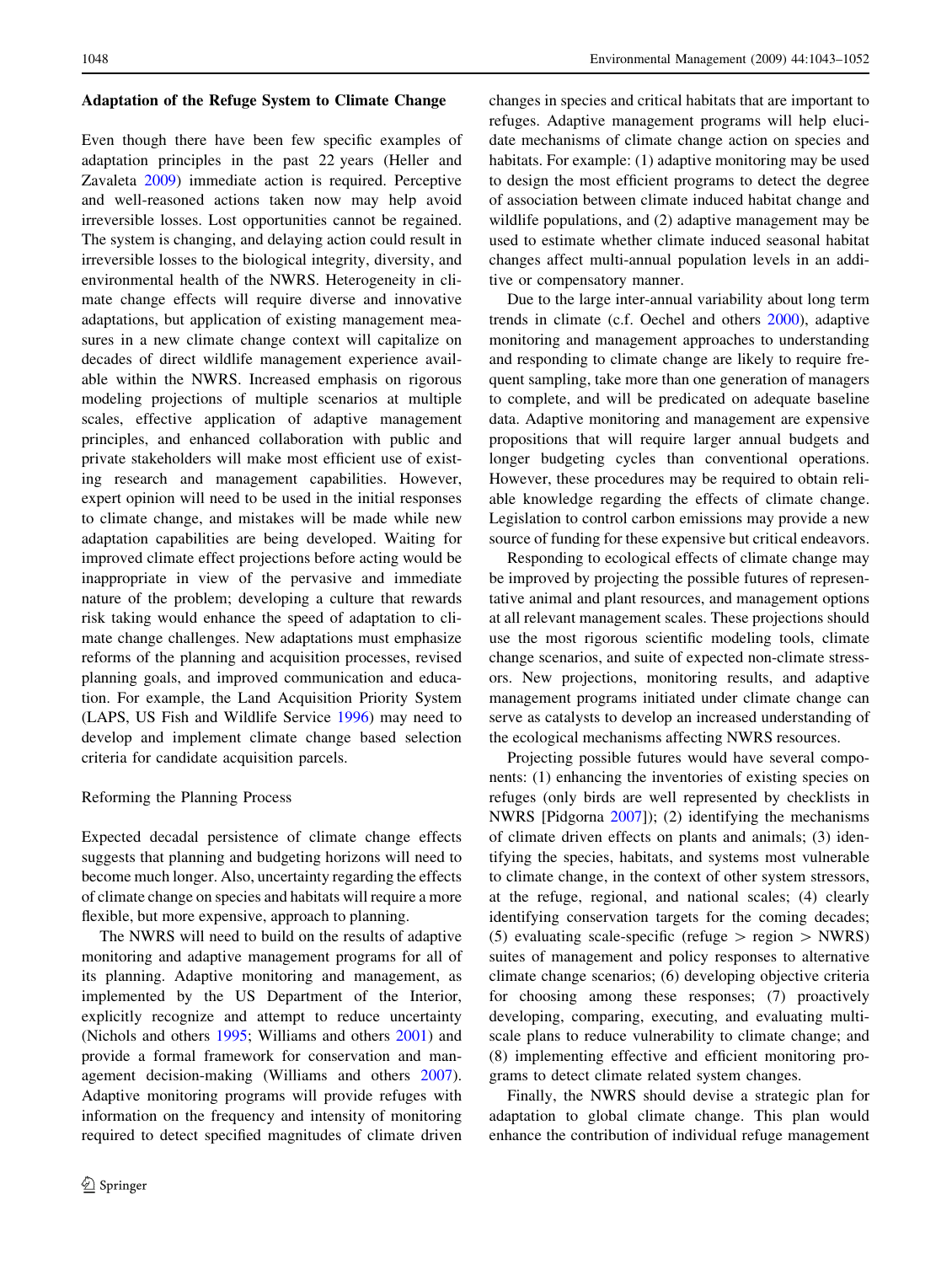## Adaptation of the Refuge System to Climate Change

Even though there have been few specific examples of adaptation principles in the past 22 years (Heller and Zavaleta 2009) immediate action is required. Perceptive and well-reasoned actions taken now may help avoid irreversible losses. Lost opportunities cannot be regained. The system is changing, and delaying action could result in irreversible losses to the biological integrity, diversity, and environmental health of the NWRS. Heterogeneity in climate change effects will require diverse and innovative adaptations, but application of existing management measures in a new climate change context will capitalize on decades of direct wildlife management experience available within the NWRS. Increased emphasis on rigorous modeling projections of multiple scenarios at multiple scales, effective application of adaptive management principles, and enhanced collaboration with public and private stakeholders will make most efficient use of existing research and management capabilities. However, expert opinion will need to be used in the initial responses to climate change, and mistakes will be made while new adaptation capabilities are being developed. Waiting for improved climate effect projections before acting would be inappropriate in view of the pervasive and immediate nature of the problem; developing a culture that rewards risk taking would enhance the speed of adaptation to climate change challenges. New adaptations must emphasize reforms of the planning and acquisition processes, revised planning goals, and improved communication and education. For example, the Land Acquisition Priority System (LAPS, US Fish and Wildlife Service 1996) may need to develop and implement climate change based selection criteria for candidate acquisition parcels.

### Reforming the Planning Process

Expected decadal persistence of climate change effects suggests that planning and budgeting horizons will need to become much longer. Also, uncertainty regarding the effects of climate change on species and habitats will require a more flexible, but more expensive, approach to planning.

The NWRS will need to build on the results of adaptive monitoring and adaptive management programs for all of its planning. Adaptive monitoring and management, as implemented by the US Department of the Interior, explicitly recognize and attempt to reduce uncertainty (Nichols and others 1995; Williams and others 2001) and provide a formal framework for conservation and management decision-making (Williams and others 2007). Adaptive monitoring programs will provide refuges with information on the frequency and intensity of monitoring required to detect specified magnitudes of climate driven changes in species and critical habitats that are important to refuges. Adaptive management programs will help elucidate mechanisms of climate change action on species and habitats. For example: (1) adaptive monitoring may be used to design the most efficient programs to detect the degree of association between climate induced habitat change and wildlife populations, and (2) adaptive management may be used to estimate whether climate induced seasonal habitat changes affect multi-annual population levels in an additive or compensatory manner.

Due to the large inter-annual variability about long term trends in climate (c.f. Oechel and others 2000), adaptive monitoring and management approaches to understanding and responding to climate change are likely to require frequent sampling, take more than one generation of managers to complete, and will be predicated on adequate baseline data. Adaptive monitoring and management are expensive propositions that will require larger annual budgets and longer budgeting cycles than conventional operations. However, these procedures may be required to obtain reliable knowledge regarding the effects of climate change. Legislation to control carbon emissions may provide a new source of funding for these expensive but critical endeavors.

Responding to ecological effects of climate change may be improved by projecting the possible futures of representative animal and plant resources, and management options at all relevant management scales. These projections should use the most rigorous scientific modeling tools, climate change scenarios, and suite of expected non-climate stressors. New projections, monitoring results, and adaptive management programs initiated under climate change can serve as catalysts to develop an increased understanding of the ecological mechanisms affecting NWRS resources.

Projecting possible futures would have several components: (1) enhancing the inventories of existing species on refuges (only birds are well represented by checklists in NWRS [Pidgorna 2007]); (2) identifying the mechanisms of climate driven effects on plants and animals; (3) identifying the species, habitats, and systems most vulnerable to climate change, in the context of other system stressors, at the refuge, regional, and national scales; (4) clearly identifying conservation targets for the coming decades; (5) evaluating scale-specific (refuge > region > NWRS) suites of management and policy responses to alternative climate change scenarios; (6) developing objective criteria for choosing among these responses; (7) proactively developing, comparing, executing, and evaluating multi-scale plans to reduce vulnerability to climate change; and (8) implementing effective and efficient monitoring programs to detect climate related system changes.

Finally, the NWRS should devise a strategic plan for adaptation to global climate change. This plan would enhance the contribution of individual refuge management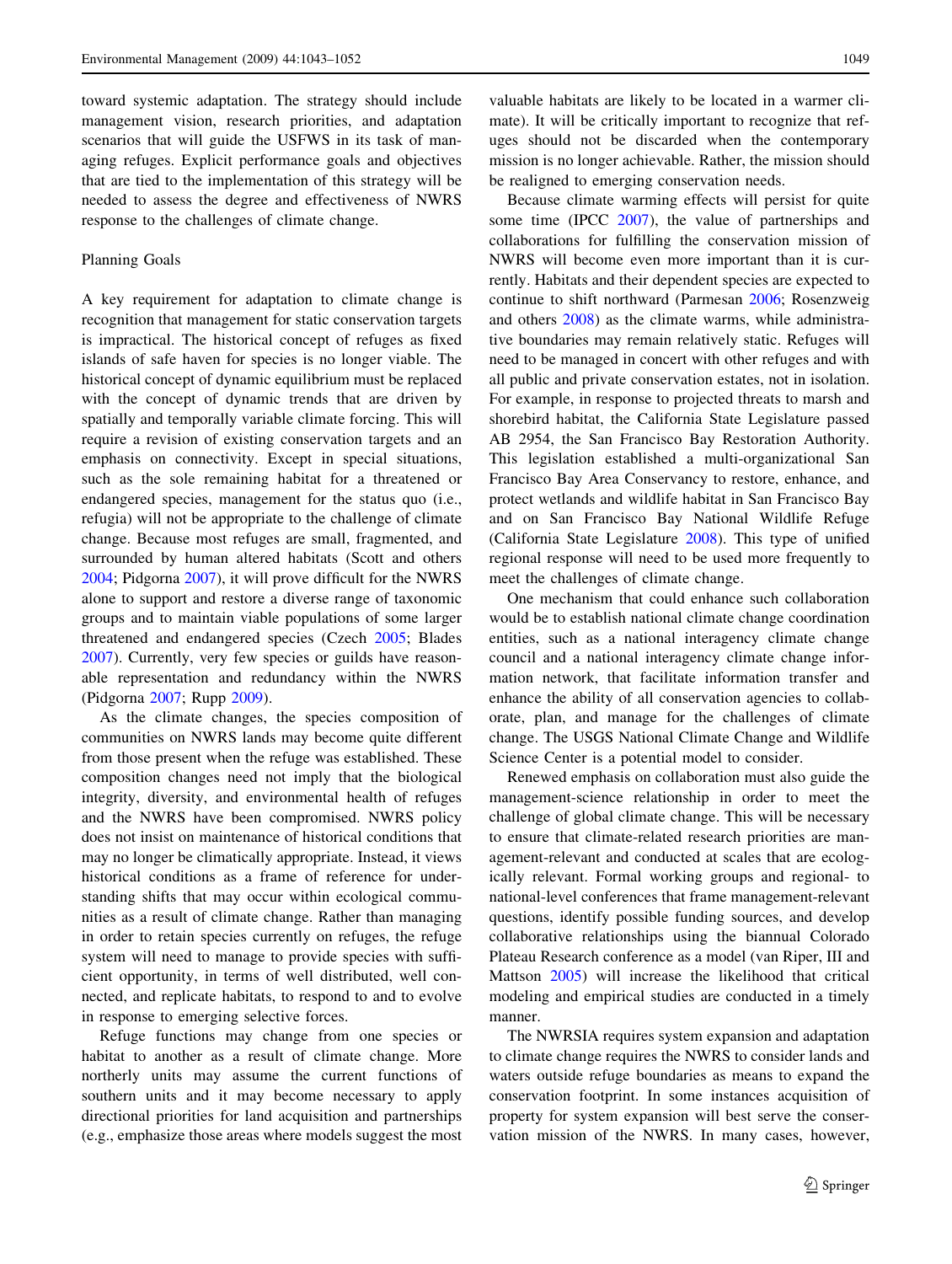toward systemic adaptation. The strategy should include management vision, research priorities, and adaptation scenarios that will guide the USFWS in its task of managing refuges. Explicit performance goals and objectives that are tied to the implementation of this strategy will be needed to assess the degree and effectiveness of NWRS response to the challenges of climate change.

### Planning Goals

A key requirement for adaptation to climate change is recognition that management for static conservation targets is impractical. The historical concept of refuges as fixed islands of safe haven for species is no longer viable. The historical concept of dynamic equilibrium must be replaced with the concept of dynamic trends that are driven by spatially and temporally variable climate forcing. This will require a revision of existing conservation targets and an emphasis on connectivity. Except in special situations, such as the sole remaining habitat for a threatened or endangered species, management for the status quo (i.e., refugia) will not be appropriate to the challenge of climate change. Because most refuges are small, fragmented, and surrounded by human altered habitats (Scott and others 2004; Pidgorna 2007), it will prove difficult for the NWRS alone to support and restore a diverse range of taxonomic groups and to maintain viable populations of some larger threatened and endangered species (Czech 2005; Blades 2007). Currently, very few species or guilds have reasonable representation and redundancy within the NWRS (Pidgorna 2007; Rupp 2009).

As the climate changes, the species composition of communities on NWRS lands may become quite different from those present when the refuge was established. These composition changes need not imply that the biological integrity, diversity, and environmental health of refuges and the NWRS have been compromised. NWRS policy does not insist on maintenance of historical conditions that may no longer be climatically appropriate. Instead, it views historical conditions as a frame of reference for understanding shifts that may occur within ecological communities as a result of climate change. Rather than managing in order to retain species currently on refuges, the refuge system will need to manage to provide species with sufficient opportunity, in terms of well distributed, well connected, and replicate habitats, to respond to and to evolve in response to emerging selective forces.

Refuge functions may change from one species or habitat to another as a result of climate change. More northerly units may assume the current functions of southern units and it may become necessary to apply directional priorities for land acquisition and partnerships (e.g., emphasize those areas where models suggest the most valuable habitats are likely to be located in a warmer climate). It will be critically important to recognize that refuges should not be discarded when the contemporary mission is no longer achievable. Rather, the mission should be realigned to emerging conservation needs.

Because climate warming effects will persist for quite some time (IPCC 2007), the value of partnerships and collaborations for fulfilling the conservation mission of NWRS will become even more important than it is currently. Habitats and their dependent species are expected to continue to shift northward (Parmesan 2006; Rosenzweig and others 2008) as the climate warms, while administrative boundaries may remain relatively static. Refuges will need to be managed in concert with other refuges and with all public and private conservation estates, not in isolation. For example, in response to projected threats to marsh and shorebird habitat, the California State Legislature passed AB 2954, the San Francisco Bay Restoration Authority. This legislation established a multi-organizational San Francisco Bay Area Conservancy to restore, enhance, and protect wetlands and wildlife habitat in San Francisco Bay and on San Francisco Bay National Wildlife Refuge (California State Legislature 2008). This type of unified regional response will need to be used more frequently to meet the challenges of climate change.

One mechanism that could enhance such collaboration would be to establish national climate change coordination entities, such as a national interagency climate change council and a national interagency climate change information network, that facilitate information transfer and enhance the ability of all conservation agencies to collaborate, plan, and manage for the challenges of climate change. The USGS National Climate Change and Wildlife Science Center is a potential model to consider.

Renewed emphasis on collaboration must also guide the management-science relationship in order to meet the challenge of global climate change. This will be necessary to ensure that climate-related research priorities are management-relevant and conducted at scales that are ecologically relevant. Formal working groups and regional- to national-level conferences that frame management-relevant questions, identify possible funding sources, and develop collaborative relationships using the biannual Colorado Plateau Research conference as a model (van Riper, III and Mattson 2005) will increase the likelihood that critical modeling and empirical studies are conducted in a timely manner.

The NWRSIA requires system expansion and adaptation to climate change requires the NWRS to consider lands and waters outside refuge boundaries as means to expand the conservation footprint. In some instances acquisition of property for system expansion will best serve the conservation mission of the NWRS. In many cases, however,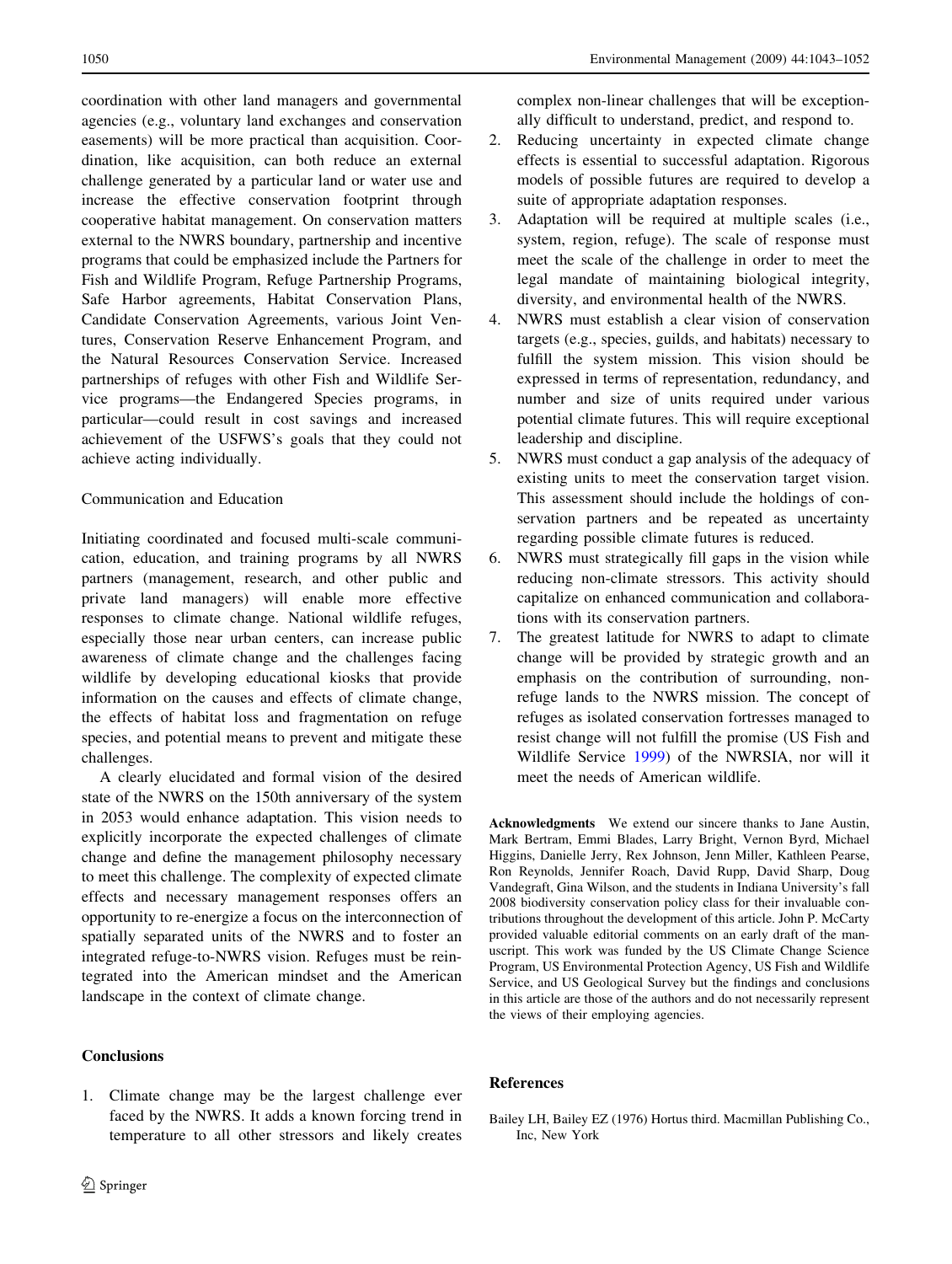coordination with other land managers and governmental agencies (e.g., voluntary land exchanges and conservation easements) will be more practical than acquisition. Coordination, like acquisition, can both reduce an external challenge generated by a particular land or water use and increase the effective conservation footprint through cooperative habitat management. On conservation matters external to the NWRS boundary, partnership and incentive programs that could be emphasized include the Partners for Fish and Wildlife Program, Refuge Partnership Programs, Safe Harbor agreements, Habitat Conservation Plans, Candidate Conservation Agreements, various Joint Ventures, Conservation Reserve Enhancement Program, and the Natural Resources Conservation Service. Increased partnerships of refuges with other Fish and Wildlife Service programs—the Endangered Species programs, in particular—could result in cost savings and increased achievement of the USFWS's goals that they could not achieve acting individually.

### Communication and Education

Initiating coordinated and focused multi-scale communication, education, and training programs by all NWRS partners (management, research, and other public and private land managers) will enable more effective responses to climate change. National wildlife refuges, especially those near urban centers, can increase public awareness of climate change and the challenges facing wildlife by developing educational kiosks that provide information on the causes and effects of climate change, the effects of habitat loss and fragmentation on refuge species, and potential means to prevent and mitigate these challenges.

A clearly elucidated and formal vision of the desired state of the NWRS on the 150th anniversary of the system in 2053 would enhance adaptation. This vision needs to explicitly incorporate the expected challenges of climate change and define the management philosophy necessary to meet this challenge. The complexity of expected climate effects and necessary management responses offers an opportunity to re-energize a focus on the interconnection of spatially separated units of the NWRS and to foster an integrated refuge-to-NWRS vision. Refuges must be reintegrated into the American mindset and the American landscape in the context of climate change.

## Conclusions

1. Climate change may be the largest challenge ever faced by the NWRS. It adds a known forcing trend in temperature to all other stressors and likely creates complex non-linear challenges that will be exceptionally difficult to understand, predict, and respond to.
2. Reducing uncertainty in expected climate change effects is essential to successful adaptation. Rigorous models of possible futures are required to develop a suite of appropriate adaptation responses.
3. Adaptation will be required at multiple scales (i.e., system, region, refuge). The scale of response must meet the scale of the challenge in order to meet the legal mandate of maintaining biological integrity, diversity, and environmental health of the NWRS.
4. NWRS must establish a clear vision of conservation targets (e.g., species, guilds, and habitats) necessary to fulfill the system mission. This vision should be expressed in terms of representation, redundancy, and number and size of units required under various potential climate futures. This will require exceptional leadership and discipline.
5. NWRS must conduct a gap analysis of the adequacy of existing units to meet the conservation target vision. This assessment should include the holdings of conservation partners and be repeated as uncertainty regarding possible climate futures is reduced.
6. NWRS must strategically fill gaps in the vision while reducing non-climate stressors. This activity should capitalize on enhanced communication and collaborations with its conservation partners.
7. The greatest latitude for NWRS to adapt to climate change will be provided by strategic growth and an emphasis on the contribution of surrounding, non-refuge lands to the NWRS mission. The concept of refuges as isolated conservation fortresses managed to resist change will not fulfill the promise (US Fish and Wildlife Service 1999) of the NWRSIA, nor will it meet the needs of American wildlife.

**Acknowledgments** We extend our sincere thanks to Jane Austin, Mark Bertram, Emmi Blades, Larry Bright, Vernon Byrd, Michael Higgins, Danielle Jerry, Rex Johnson, Jenn Miller, Kathleen Pearse, Ron Reynolds, Jennifer Roach, David Rupp, David Sharp, Doug Vandegraft, Gina Wilson, and the students in Indiana University's fall 2008 biodiversity conservation policy class for their invaluable contributions throughout the development of this article. John P. McCarty provided valuable editorial comments on an early draft of the manuscript. This work was funded by the US Climate Change Science Program, US Environmental Protection Agency, US Fish and Wildlife Service, and US Geological Survey but the findings and conclusions in this article are those of the authors and do not necessarily represent the views of their employing agencies.

## References

Bailey LH, Bailey EZ (1976) Hortus third. Macmillan Publishing Co., Inc, New York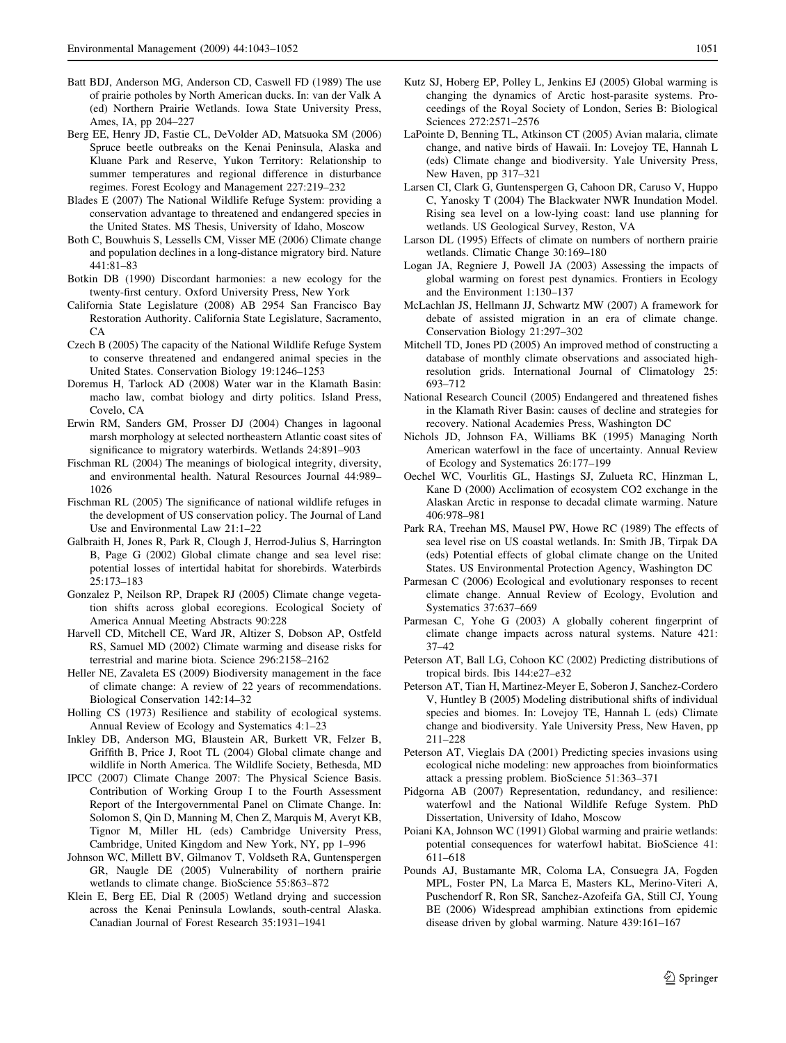Batt BDJ, Anderson MG, Anderson CD, Caswell FD (1989) The use of prairie potholes by North American ducks. In: van der Valk A (ed) Northern Prairie Wetlands. Iowa State University Press, Ames, IA, pp 204–227

Berg EE, Henry JD, Fastie CL, DeVolder AD, Matsuoka SM (2006) Spruce beetle outbreaks on the Kenai Peninsula, Alaska and Kluane Park and Reserve, Yukon Territory: Relationship to summer temperatures and regional difference in disturbance regimes. Forest Ecology and Management 227:219–232

Blades E (2007) The National Wildlife Refuge System: providing a conservation advantage to threatened and endangered species in the United States. MS Thesis, University of Idaho, Moscow

Both C, Bouwhuis S, Lessells CM, Visser ME (2006) Climate change and population declines in a long-distance migratory bird. Nature 441:81–83

Botkin DB (1990) Discordant harmonies: a new ecology for the twenty-first century. Oxford University Press, New York

California State Legislature (2008) AB 2954 San Francisco Bay Restoration Authority. California State Legislature, Sacramento, CA

Czech B (2005) The capacity of the National Wildlife Refuge System to conserve threatened and endangered animal species in the United States. Conservation Biology 19:1246–1253

Doremus H, Tarlock AD (2008) Water war in the Klamath Basin: macho law, combat biology and dirty politics. Island Press, Covelo, CA

Erwin RM, Sanders GM, Prosser DJ (2004) Changes in lagoonal marsh morphology at selected northeastern Atlantic coast sites of significance to migratory waterbirds. Wetlands 24:891–903

Fischman RL (2004) The meanings of biological integrity, diversity, and environmental health. Natural Resources Journal 44:989–1026

Fischman RL (2005) The significance of national wildlife refuges in the development of US conservation policy. The Journal of Land Use and Environmental Law 21:1–22

Galbraith H, Jones R, Park R, Clough J, Herrod-Julius S, Harrington B, Page G (2002) Global climate change and sea level rise: potential losses of intertidal habitat for shorebirds. Waterbirds 25:173–183

Gonzalez P, Neilson RP, Drapek RJ (2005) Climate change vegetation shifts across global ecoregions. Ecological Society of America Annual Meeting Abstracts 90:228

Harvell CD, Mitchell CE, Ward JR, Altizer S, Dobson AP, Ostfeld RS, Samuel MD (2002) Climate warming and disease risks for terrestrial and marine biota. Science 296:2158–2162

Heller NE, Zavaleta ES (2009) Biodiversity management in the face of climate change: A review of 22 years of recommendations. Biological Conservation 142:14–32

Holling CS (1973) Resilience and stability of ecological systems. Annual Review of Ecology and Systematics 4:1–23

Inkley DB, Anderson MG, Blaustein AR, Burkett VR, Felzer B, Griffith B, Price J, Root TL (2004) Global climate change and wildlife in North America. The Wildlife Society, Bethesda, MD

IPCC (2007) Climate Change 2007: The Physical Science Basis. Contribution of Working Group I to the Fourth Assessment Report of the Intergovernmental Panel on Climate Change. In: Solomon S, Qin D, Manning M, Chen Z, Marquis M, Averyt KB, Tignor M, Miller HL (eds) Cambridge University Press, Cambridge, United Kingdom and New York, NY, pp 1–996

Johnson WC, Millett BV, Gilmanov T, Voldseth RA, Guntenspergen GR, Naugle DE (2005) Vulnerability of northern prairie wetlands to climate change. BioScience 55:863–872

Klein E, Berg EE, Dial R (2005) Wetland drying and succession across the Kenai Peninsula Lowlands, south-central Alaska. Canadian Journal of Forest Research 35:1931–1941

Kutz SJ, Hoberg EP, Polley L, Jenkins EJ (2005) Global warming is changing the dynamics of Arctic host-parasite systems. Proceedings of the Royal Society of London, Series B: Biological Sciences 272:2571–2576

LaPointe D, Benning TL, Atkinson CT (2005) Avian malaria, climate change, and native birds of Hawaii. In: Lovejoy TE, Hannah L (eds) Climate change and biodiversity. Yale University Press, New Haven, pp 317–321

Larsen CI, Clark G, Guntenspergen G, Cahoon DR, Caruso V, Huppo C, Yanosky T (2004) The Blackwater NWR Inundation Model. Rising sea level on a low-lying coast: land use planning for wetlands. US Geological Survey, Reston, VA

Larson DL (1995) Effects of climate on numbers of northern prairie wetlands. Climatic Change 30:169–180

Logan JA, Regniere J, Powell JA (2003) Assessing the impacts of global warming on forest pest dynamics. Frontiers in Ecology and the Environment 1:130–137

McLachlan JS, Hellmann JJ, Schwartz MW (2007) A framework for debate of assisted migration in an era of climate change. Conservation Biology 21:297–302

Mitchell TD, Jones PD (2005) An improved method of constructing a database of monthly climate observations and associated high-resolution grids. International Journal of Climatology 25: 693–712

National Research Council (2005) Endangered and threatened fishes in the Klamath River Basin: causes of decline and strategies for recovery. National Academies Press, Washington DC

Nichols JD, Johnson FA, Williams BK (1995) Managing North American waterfowl in the face of uncertainty. Annual Review of Ecology and Systematics 26:177–199

Oechel WC, Vourlitis GL, Hastings SJ, Zulueta RC, Hinzman L, Kane D (2000) Acclimation of ecosystem CO2 exchange in the Alaskan Arctic in response to decadal climate warming. Nature 406:978–981

Park RA, Treehan MS, Mausel PW, Howe RC (1989) The effects of sea level rise on US coastal wetlands. In: Smith JB, Tirpak DA (eds) Potential effects of global climate change on the United States. US Environmental Protection Agency, Washington DC

Parmesan C (2006) Ecological and evolutionary responses to recent climate change. Annual Review of Ecology, Evolution and Systematics 37:637–669

Parmesan C, Yohe G (2003) A globally coherent fingerprint of climate change impacts across natural systems. Nature 421: 37–42

Peterson AT, Ball LG, Cohoon KC (2002) Predicting distributions of tropical birds. Ibis 144:e27–e32

Peterson AT, Tian H, Martinez-Meyer E, Soberon J, Sanchez-Cordero V, Huntley B (2005) Modeling distributional shifts of individual species and biomes. In: Lovejoy TE, Hannah L (eds) Climate change and biodiversity. Yale University Press, New Haven, pp 211–228

Peterson AT, Vieglais DA (2001) Predicting species invasions using ecological niche modeling: new approaches from bioinformatics attack a pressing problem. BioScience 51:363–371

Pidgorna AB (2007) Representation, redundancy, and resilience: waterfowl and the National Wildlife Refuge System. PhD Dissertation, University of Idaho, Moscow

Poiani KA, Johnson WC (1991) Global warming and prairie wetlands: potential consequences for waterfowl habitat. BioScience 41: 611–618

Pounds AJ, Bustamante MR, Coloma LA, Consuegra JA, Fogden MPL, Foster PN, La Marca E, Masters KL, Merino-Viteri A, Puschendorf R, Ron SR, Sanchez-Azofeifa GA, Still CJ, Young BE (2006) Widespread amphibian extinctions from epidemic disease driven by global warming. Nature 439:161–167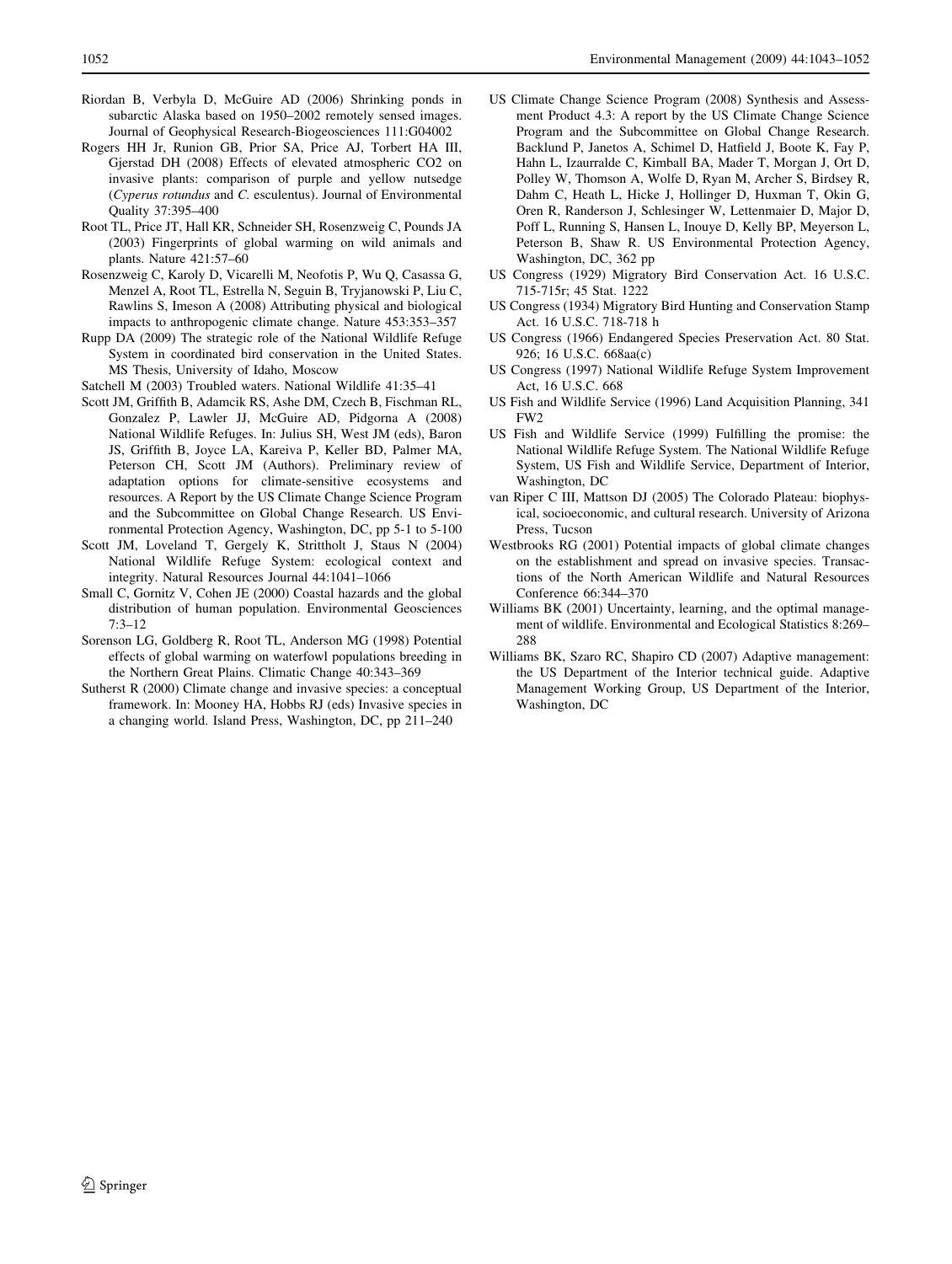Riordan B, Verbyla D, McGuire AD (2006) Shrinking ponds in subarctic Alaska based on 1950–2002 remotely sensed images. Journal of Geophysical Research-Biogeosciences 111:G04002

Rogers HH Jr, Runion GB, Prior SA, Price AJ, Torbert HA III, Gjerstad DH (2008) Effects of elevated atmospheric CO2 on invasive plants: comparison of purple and yellow nutsedge (*Cyperus rotundus* and *C.* esculentus). Journal of Environmental Quality 37:395–400

Root TL, Price JT, Hall KR, Schneider SH, Rosenzweig C, Pounds JA (2003) Fingerprints of global warming on wild animals and plants. Nature 421:57–60

Rosenzweig C, Karoly D, Vicarelli M, Neofotis P, Wu Q, Casassa G, Menzel A, Root TL, Estrella N, Seguin B, Tryjanowski P, Liu C, Rawlins S, Imeson A (2008) Attributing physical and biological impacts to anthropogenic climate change. Nature 453:353–357

Rupp DA (2009) The strategic role of the National Wildlife Refuge System in coordinated bird conservation in the United States. MS Thesis, University of Idaho, Moscow

Satchell M (2003) Troubled waters. National Wildlife 41:35–41

Scott JM, Griffith B, Adamcik RS, Ashe DM, Czech B, Fischman RL, Gonzalez P, Lawler JJ, McGuire AD, Pidgorna A (2008) National Wildlife Refuges. In: Julius SH, West JM (eds), Baron JS, Griffith B, Joyce LA, Kareiva P, Keller BD, Palmer MA, Peterson CH, Scott JM (Authors). Preliminary review of adaptation options for climate-sensitive ecosystems and resources. A Report by the US Climate Change Science Program and the Subcommittee on Global Change Research. US Environmental Protection Agency, Washington, DC, pp 5-1 to 5-100

Scott JM, Loveland T, Gergely K, Strittholt J, Staus N (2004) National Wildlife Refuge System: ecological context and integrity. Natural Resources Journal 44:1041–1066

Small C, Gornitz V, Cohen JE (2000) Coastal hazards and the global distribution of human population. Environmental Geosciences 7:3–12

Sorenson LG, Goldberg R, Root TL, Anderson MG (1998) Potential effects of global warming on waterfowl populations breeding in the Northern Great Plains. Climatic Change 40:343–369

Sutherst R (2000) Climate change and invasive species: a conceptual framework. In: Mooney HA, Hobbs RJ (eds) Invasive species in a changing world. Island Press, Washington, DC, pp 211–240

US Climate Change Science Program (2008) Synthesis and Assessment Product 4.3: A report by the US Climate Change Science Program and the Subcommittee on Global Change Research. Backlund P, Janetos A, Schimel D, Hatfield J, Boote K, Fay P, Hahn L, Izaurralde C, Kimball BA, Mader T, Morgan J, Ort D, Polley W, Thomson A, Wolfe D, Ryan M, Archer S, Birdsey R, Dahm C, Heath L, Hicke J, Hollinger D, Huxman T, Okin G, Oren R, Randerson J, Schlesinger W, Lettenmaier D, Major D, Poff L, Running S, Hansen L, Inouye D, Kelly BP, Meyerson L, Peterson B, Shaw R. US Environmental Protection Agency, Washington, DC, 362 pp

US Congress (1929) Migratory Bird Conservation Act. 16 U.S.C. 715-715r; 45 Stat. 1222

US Congress (1934) Migratory Bird Hunting and Conservation Stamp Act. 16 U.S.C. 718-718 h

US Congress (1966) Endangered Species Preservation Act. 80 Stat. 926; 16 U.S.C. 668aa(c)

US Congress (1997) National Wildlife Refuge System Improvement Act, 16 U.S.C. 668

US Fish and Wildlife Service (1996) Land Acquisition Planning, 341 FW2

US Fish and Wildlife Service (1999) Fulfilling the promise: the National Wildlife Refuge System. The National Wildlife Refuge System, US Fish and Wildlife Service, Department of Interior, Washington, DC

van Riper C III, Mattson DJ (2005) The Colorado Plateau: biophysical, socioeconomic, and cultural research. University of Arizona Press, Tucson

Westbrooks RG (2001) Potential impacts of global climate changes on the establishment and spread on invasive species. Transactions of the North American Wildlife and Natural Resources Conference 66:344–370

Williams BK (2001) Uncertainty, learning, and the optimal management of wildlife. Environmental and Ecological Statistics 8:269–288

Williams BK, Szaro RC, Shapiro CD (2007) Adaptive management: the US Department of the Interior technical guide. Adaptive Management Working Group, US Department of the Interior, Washington, DC